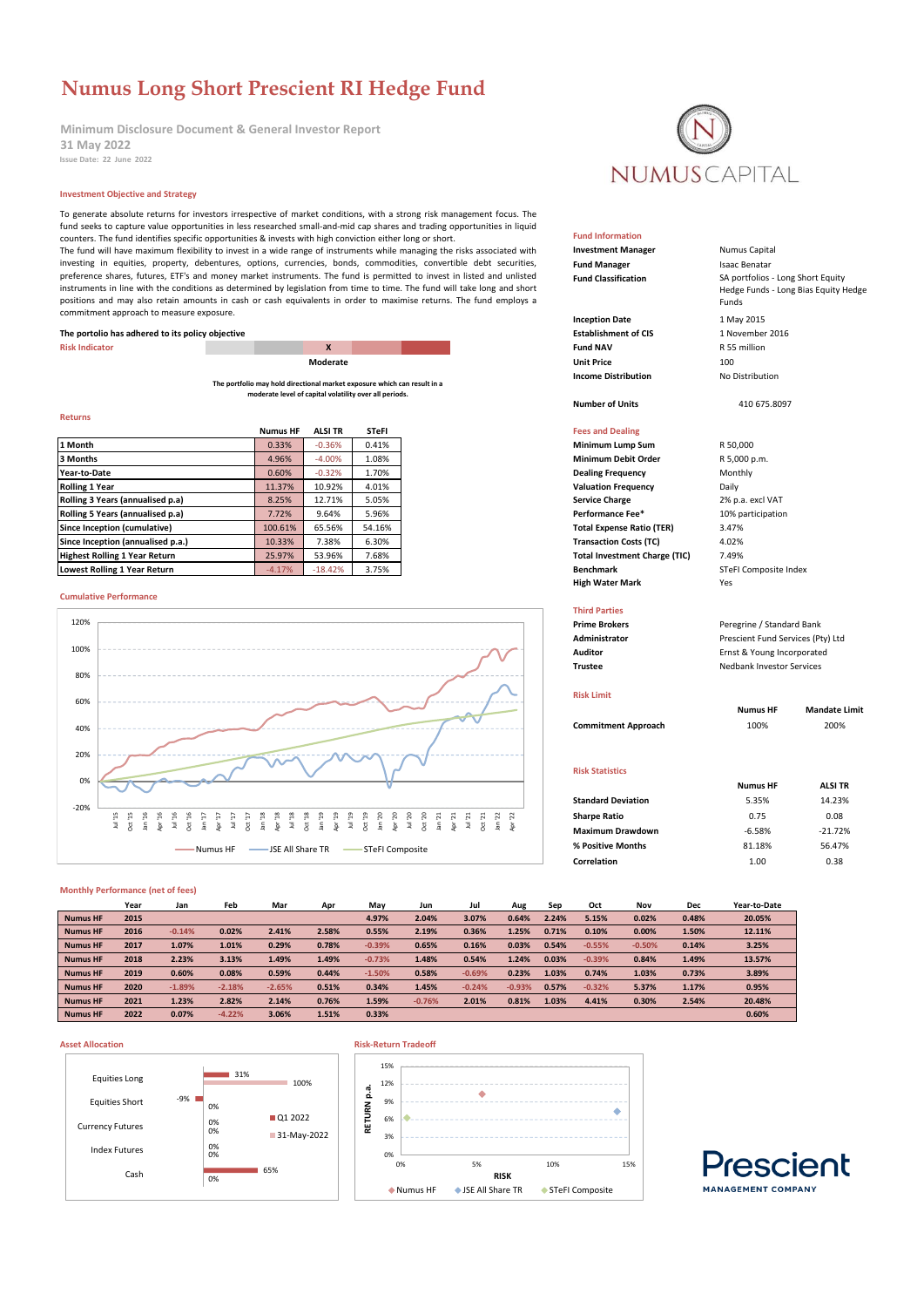# Numus Long Short Prescient RI Hedge Fund

**Minimum Disclosure Document & General Investor Report**
**31 May 2022**
Issue Date: 22 June 2022

NUMUS CAPITAL

## Investment Objective and Strategy

To generate absolute returns for investors irrespective of market conditions, with a strong risk management focus. The fund seeks to capture value opportunities in less researched small-and-mid cap shares and trading opportunities in liquid counters. The fund identifies specific opportunities & invests with high conviction either long or short.
The fund will have maximum flexibility to invest in a wide range of instruments while managing the risks associated with investing in equities, property, debentures, options, currencies, bonds, commodities, convertible debt securities, preference shares, futures, ETF's and money market instruments. The fund is permitted to invest in listed and unlisted instruments in line with the conditions as determined by legislation from time to time. The fund will take long and short positions and may also retain amounts in cash or cash equivalents in order to maximise returns. The fund employs a commitment approach to measure exposure.

**The portolio has adhered to its policy objective**

**Risk Indicator**: Moderate (X)

**The portfolio may hold directional market exposure which can result in a moderate level of capital volatility over all periods.**

## Returns

| | Numus HF | ALSI TR | STeFI |
|---|---|---|---|
| 1 Month | 0.33% | -0.36% | 0.41% |
| 3 Months | 4.96% | -4.00% | 1.08% |
| Year-to-Date | 0.60% | -0.32% | 1.70% |
| Rolling 1 Year | 11.37% | 10.92% | 4.01% |
| Rolling 3 Years (annualised p.a) | 8.25% | 12.71% | 5.05% |
| Rolling 5 Years (annualised p.a) | 7.72% | 9.64% | 5.96% |
| Since Inception (cumulative) | 100.61% | 65.56% | 54.16% |
| Since Inception (annualised p.a.) | 10.33% | 7.38% | 6.30% |
| Highest Rolling 1 Year Return | 25.97% | 53.96% | 7.68% |
| Lowest Rolling 1 Year Return | -4.17% | -18.42% | 3.75% |

## Cumulative Performance

Numus HF — JSE All Share TR — STeFI Composite

## Fund Information

| | |
|---|---|
| **Investment Manager** | Numus Capital |
| **Fund Manager** | Isaac Benatar |
| **Fund Classification** | SA portfolios - Long Short Equity Hedge Funds - Long Bias Equity Hedge Funds |
| **Inception Date** | 1 May 2015 |
| **Establishment of CIS** | 1 November 2016 |
| **Fund NAV** | R 55 million |
| **Unit Price** | 100 |
| **Income Distribution** | No Distribution |
| **Number of Units** | 410 675.8097 |

## Fees and Dealing

| | |
|---|---|
| **Minimum Lump Sum** | R 50,000 |
| **Minimum Debit Order** | R 5,000 p.m. |
| **Dealing Frequency** | Monthly |
| **Valuation Frequency** | Daily |
| **Service Charge** | 2% p.a. excl VAT |
| **Performance Fee*** | 10% participation |
| **Total Expense Ratio (TER)** | 3.47% |
| **Transaction Costs (TC)** | 4.02% |
| **Total Investment Charge (TIC)** | 7.49% |
| **Benchmark** | STeFI Composite Index |
| **High Water Mark** | Yes |

## Third Parties

| | |
|---|---|
| **Prime Brokers** | Peregrine / Standard Bank |
| **Administrator** | Prescient Fund Services (Pty) Ltd |
| **Auditor** | Ernst & Young Incorporated |
| **Trustee** | Nedbank Investor Services |

## Risk Limit

| | Numus HF | Mandate Limit |
|---|---|---|
| **Commitment Approach** | 100% | 200% |

## Risk Statistics

| | Numus HF | ALSI TR |
|---|---|---|
| **Standard Deviation** | 5.35% | 14.23% |
| **Sharpe Ratio** | 0.75 | 0.08 |
| **Maximum Drawdown** | -6.58% | -21.72% |
| **% Positive Months** | 81.18% | 56.47% |
| **Correlation** | 1.00 | 0.38 |

## Monthly Performance (net of fees)

| | Year | Jan | Feb | Mar | Apr | May | Jun | Jul | Aug | Sep | Oct | Nov | Dec | Year-to-Date |
|---|---|---|---|---|---|---|---|---|---|---|---|---|---|---|
| Numus HF | 2015 | | | | | 4.97% | 2.04% | 3.07% | 0.64% | 2.24% | 5.15% | 0.02% | 0.48% | 20.05% |
| Numus HF | 2016 | -0.14% | 0.02% | 2.41% | 2.58% | 0.55% | 2.19% | 0.36% | 1.25% | 0.71% | 0.10% | 0.00% | 1.50% | 12.11% |
| Numus HF | 2017 | 1.07% | 1.01% | 0.29% | 0.78% | -0.39% | 0.65% | 0.16% | 0.03% | 0.54% | -0.55% | -0.50% | 0.14% | 3.25% |
| Numus HF | 2018 | 2.23% | 3.13% | 1.49% | 1.49% | -0.73% | 1.48% | 0.54% | 1.24% | 0.03% | -0.39% | 0.84% | 1.49% | 13.57% |
| Numus HF | 2019 | 0.60% | 0.08% | 0.59% | 0.44% | -1.50% | 0.58% | -0.69% | 0.23% | 1.03% | 0.74% | 1.03% | 0.73% | 3.89% |
| Numus HF | 2020 | -1.89% | -2.18% | -2.65% | 0.51% | 0.34% | 1.45% | -0.24% | -0.93% | 0.57% | -0.32% | 5.37% | 1.17% | 0.95% |
| Numus HF | 2021 | 1.23% | 2.82% | 2.14% | 0.76% | 1.59% | -0.76% | 2.01% | 0.81% | 1.03% | 4.41% | 0.30% | 2.54% | 20.48% |
| Numus HF | 2022 | 0.07% | -4.22% | 3.06% | 1.51% | 0.33% | | | | | | | | 0.60% |

## Asset Allocation

| | Q1 2022 | 31-May-2022 |
|---|---|---|
| Equities Long | 31% | 100% |
| Equities Short | -9% | 0% |
| Currency Futures | 0% | 0% |
| Index Futures | 0% | 0% |
| Cash | 65% | 0% |

## Risk-Return Tradeoff

Numus HF — JSE All Share TR — STeFI Composite

Prescient MANAGEMENT COMPANY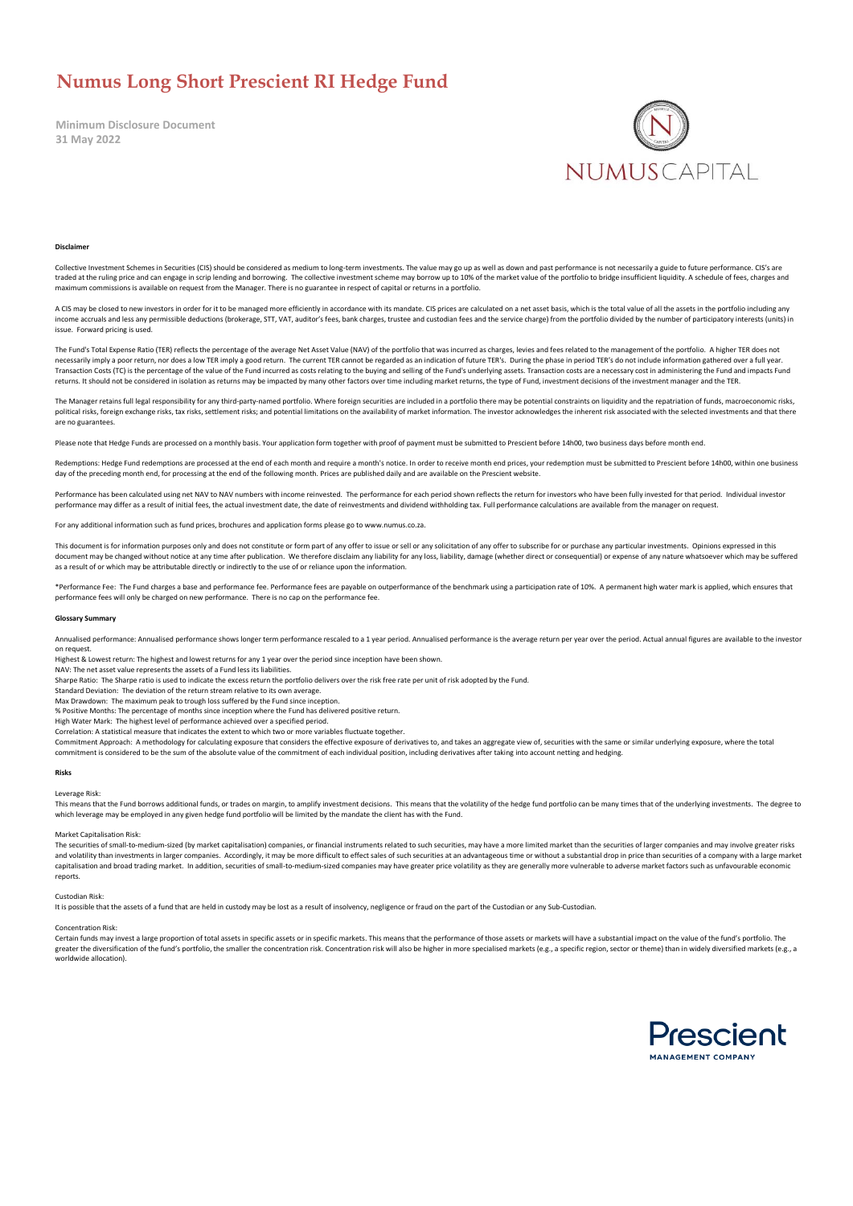# Numus Long Short Prescient RI Hedge Fund

**Minimum Disclosure Document**
**31 May 2022**

#### Disclaimer

Collective Investment Schemes in Securities (CIS) should be considered as medium to long-term investments. The value may go up as well as down and past performance is not necessarily a guide to future performance. CIS's are traded at the ruling price and can engage in scrip lending and borrowing. The collective investment scheme may borrow up to 10% of the market value of the portfolio to bridge insufficient liquidity. A schedule of fees, charges and maximum commissions is available on request from the Manager. There is no guarantee in respect of capital or returns in a portfolio.

A CIS may be closed to new investors in order for it to be managed more efficiently in accordance with its mandate. CIS prices are calculated on a net asset basis, which is the total value of all the assets in the portfolio including any income accruals and less any permissible deductions (brokerage, STT, VAT, auditor's fees, bank charges, trustee and custodian fees and the service charge) from the portfolio divided by the number of participatory interests (units) in issue. Forward pricing is used.

The Fund's Total Expense Ratio (TER) reflects the percentage of the average Net Asset Value (NAV) of the portfolio that was incurred as charges, levies and fees related to the management of the portfolio. A higher TER does not necessarily imply a poor return, nor does a low TER imply a good return. The current TER cannot be regarded as an indication of future TER's. During the phase in period TER's do not include information gathered over a full year. Transaction Costs (TC) is the percentage of the value of the Fund incurred as costs relating to the buying and selling of the Fund's underlying assets. Transaction costs are a necessary cost in administering the Fund and impacts Fund returns. It should not be considered in isolation as returns may be impacted by many other factors over time including market returns, the type of Fund, investment decisions of the investment manager and the TER.

The Manager retains full legal responsibility for any third-party-named portfolio. Where foreign securities are included in a portfolio there may be potential constraints on liquidity and the repatriation of funds, macroeconomic risks, political risks, foreign exchange risks, tax risks, settlement risks; and potential limitations on the availability of market information. The investor acknowledges the inherent risk associated with the selected investments and that there are no guarantees.

Please note that Hedge Funds are processed on a monthly basis. Your application form together with proof of payment must be submitted to Prescient before 14h00, two business days before month end.

Redemptions: Hedge Fund redemptions are processed at the end of each month and require a month's notice. In order to receive month end prices, your redemption must be submitted to Prescient before 14h00, within one business day of the preceding month end, for processing at the end of the following month. Prices are published daily and are available on the Prescient website.

Performance has been calculated using net NAV to NAV numbers with income reinvested. The performance for each period shown reflects the return for investors who have been fully invested for that period. Individual investor performance may differ as a result of initial fees, the actual investment date, the date of reinvestments and dividend withholding tax. Full performance calculations are available from the manager on request.

For any additional information such as fund prices, brochures and application forms please go to www.numus.co.za.

This document is for information purposes only and does not constitute or form part of any offer to issue or sell or any solicitation of any offer to subscribe for or purchase any particular investments. Opinions expressed in this document may be changed without notice at any time after publication. We therefore disclaim any liability for any loss, liability, damage (whether direct or consequential) or expense of any nature whatsoever which may be suffered as a result of or which may be attributable directly or indirectly to the use of or reliance upon the information.

*Performance Fee: The Fund charges a base and performance fee. Performance fees are payable on outperformance of the benchmark using a participation rate of 10%. A permanent high water mark is applied, which ensures that performance fees will only be charged on new performance. There is no cap on the performance fee.

#### Glossary Summary

Annualised performance: Annualised performance shows longer term performance rescaled to a 1 year period. Annualised performance is the average return per year over the period. Actual annual figures are available to the investor on request.
Highest & Lowest return: The highest and lowest returns for any 1 year over the period since inception have been shown.
NAV: The net asset value represents the assets of a Fund less its liabilities.
Sharpe Ratio: The Sharpe ratio is used to indicate the excess return the portfolio delivers over the risk free rate per unit of risk adopted by the Fund.
Standard Deviation: The deviation of the return stream relative to its own average.
Max Drawdown: The maximum peak to trough loss suffered by the Fund since inception.
% Positive Months: The percentage of months since inception where the Fund has delivered positive return.
High Water Mark: The highest level of performance achieved over a specified period.
Correlation: A statistical measure that indicates the extent to which two or more variables fluctuate together.
Commitment Approach: A methodology for calculating exposure that considers the effective exposure of derivatives to, and takes an aggregate view of, securities with the same or similar underlying exposure, where the total commitment is considered to be the sum of the absolute value of the commitment of each individual position, including derivatives after taking into account netting and hedging.

#### Risks

Leverage Risk:
This means that the Fund borrows additional funds, or trades on margin, to amplify investment decisions. This means that the volatility of the hedge fund portfolio can be many times that of the underlying investments. The degree to which leverage may be employed in any given hedge fund portfolio will be limited by the mandate the client has with the Fund.

Market Capitalisation Risk:
The securities of small-to-medium-sized (by market capitalisation) companies, or financial instruments related to such securities, may have a more limited market than the securities of larger companies and may involve greater risks and volatility than investments in larger companies. Accordingly, it may be more difficult to effect sales of such securities at an advantageous time or without a substantial drop in price than securities of a company with a large market capitalisation and broad trading market. In addition, securities of small-to-medium-sized companies may have greater price volatility as they are generally more vulnerable to adverse market factors such as unfavourable economic reports.

Custodian Risk:
It is possible that the assets of a fund that are held in custody may be lost as a result of insolvency, negligence or fraud on the part of the Custodian or any Sub-Custodian.

Concentration Risk:
Certain funds may invest a large proportion of total assets in specific assets or in specific markets. This means that the performance of those assets or markets will have a substantial impact on the value of the fund's portfolio. The greater the diversification of the fund's portfolio, the smaller the concentration risk. Concentration risk will also be higher in more specialised markets (e.g., a specific region, sector or theme) than in widely diversified markets (e.g., a worldwide allocation).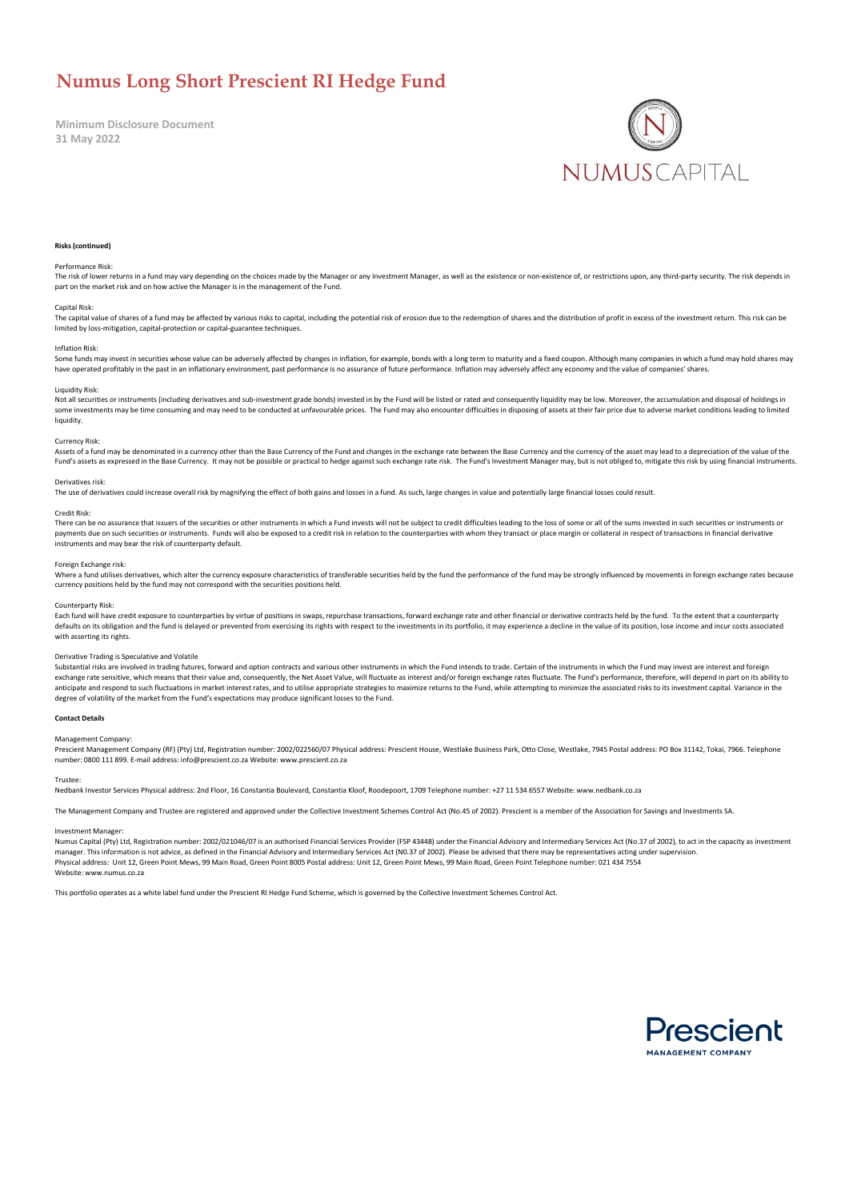# Numus Long Short Prescient RI Hedge Fund

**Minimum Disclosure Document**
**31 May 2022**

**Risks (continued)**

Performance Risk:
The risk of lower returns in a fund may vary depending on the choices made by the Manager or any Investment Manager, as well as the existence or non-existence of, or restrictions upon, any third-party security. The risk depends in part on the market risk and on how active the Manager is in the management of the Fund.

Capital Risk:
The capital value of shares of a fund may be affected by various risks to capital, including the potential risk of erosion due to the redemption of shares and the distribution of profit in excess of the investment return. This risk can be limited by loss-mitigation, capital-protection or capital-guarantee techniques.

Inflation Risk:
Some funds may invest in securities whose value can be adversely affected by changes in inflation, for example, bonds with a long term to maturity and a fixed coupon. Although many companies in which a fund may hold shares may have operated profitably in the past in an inflationary environment, past performance is no assurance of future performance. Inflation may adversely affect any economy and the value of companies' shares.

Liquidity Risk:
Not all securities or instruments (including derivatives and sub-investment grade bonds) invested in by the Fund will be listed or rated and consequently liquidity may be low. Moreover, the accumulation and disposal of holdings in some investments may be time consuming and may need to be conducted at unfavourable prices. The Fund may also encounter difficulties in disposing of assets at their fair price due to adverse market conditions leading to limited liquidity.

Currency Risk:
Assets of a fund may be denominated in a currency other than the Base Currency of the Fund and changes in the exchange rate between the Base Currency and the currency of the asset may lead to a depreciation of the value of the Fund's assets as expressed in the Base Currency. It may not be possible or practical to hedge against such exchange rate risk. The Fund's Investment Manager may, but is not obliged to, mitigate this risk by using financial instruments.

Derivatives risk:
The use of derivatives could increase overall risk by magnifying the effect of both gains and losses in a fund. As such, large changes in value and potentially large financial losses could result.

Credit Risk:
There can be no assurance that issuers of the securities or other instruments in which a Fund invests will not be subject to credit difficulties leading to the loss of some or all of the sums invested in such securities or instruments or payments due on such securities or instruments. Funds will also be exposed to a credit risk in relation to the counterparties with whom they transact or place margin or collateral in respect of transactions in financial derivative instruments and may bear the risk of counterparty default.

Foreign Exchange risk:
Where a fund utilises derivatives, which alter the currency exposure characteristics of transferable securities held by the fund the performance of the fund may be strongly influenced by movements in foreign exchange rates because currency positions held by the fund may not correspond with the securities positions held.

Counterparty Risk:
Each fund will have credit exposure to counterparties by virtue of positions in swaps, repurchase transactions, forward exchange rate and other financial or derivative contracts held by the fund. To the extent that a counterparty defaults on its obligation and the fund is delayed or prevented from exercising its rights with respect to the investments in its portfolio, it may experience a decline in the value of its position, lose income and incur costs associated with asserting its rights.

Derivative Trading is Speculative and Volatile
Substantial risks are involved in trading futures, forward and option contracts and various other instruments in which the Fund intends to trade. Certain of the instruments in which the Fund may invest are interest and foreign exchange rate sensitive, which means that their value and, consequently, the Net Asset Value, will fluctuate as interest and/or foreign exchange rates fluctuate. The Fund's performance, therefore, will depend in part on its ability to anticipate and respond to such fluctuations in market interest rates, and to utilise appropriate strategies to maximize returns to the Fund, while attempting to minimize the associated risks to its investment capital. Variance in the degree of volatility of the market from the Fund's expectations may produce significant losses to the Fund.

**Contact Details**

Management Company:
Prescient Management Company (RF) (Pty) Ltd, Registration number: 2002/022560/07 Physical address: Prescient House, Westlake Business Park, Otto Close, Westlake, 7945 Postal address: PO Box 31142, Tokai, 7966. Telephone number: 0800 111 899. E-mail address: info@prescient.co.za Website: www.prescient.co.za

Trustee:
Nedbank Investor Services Physical address: 2nd Floor, 16 Constantia Boulevard, Constantia Kloof, Roodepoort, 1709 Telephone number: +27 11 534 6557 Website: www.nedbank.co.za

The Management Company and Trustee are registered and approved under the Collective Investment Schemes Control Act (No.45 of 2002). Prescient is a member of the Association for Savings and Investments SA.

Investment Manager:
Numus Capital (Pty) Ltd, Registration number: 2002/021046/07 is an authorised Financial Services Provider (FSP 43448) under the Financial Advisory and Intermediary Services Act (No.37 of 2002), to act in the capacity as investment manager. This information is not advice, as defined in the Financial Advisory and Intermediary Services Act (N0.37 of 2002). Please be advised that there may be representatives acting under supervision.
Physical address: Unit 12, Green Point Mews, 99 Main Road, Green Point 8005 Postal address: Unit 12, Green Point Mews, 99 Main Road, Green Point Telephone number: 021 434 7554
Website: www.numus.co.za

This portfolio operates as a white label fund under the Prescient RI Hedge Fund Scheme, which is governed by the Collective Investment Schemes Control Act.